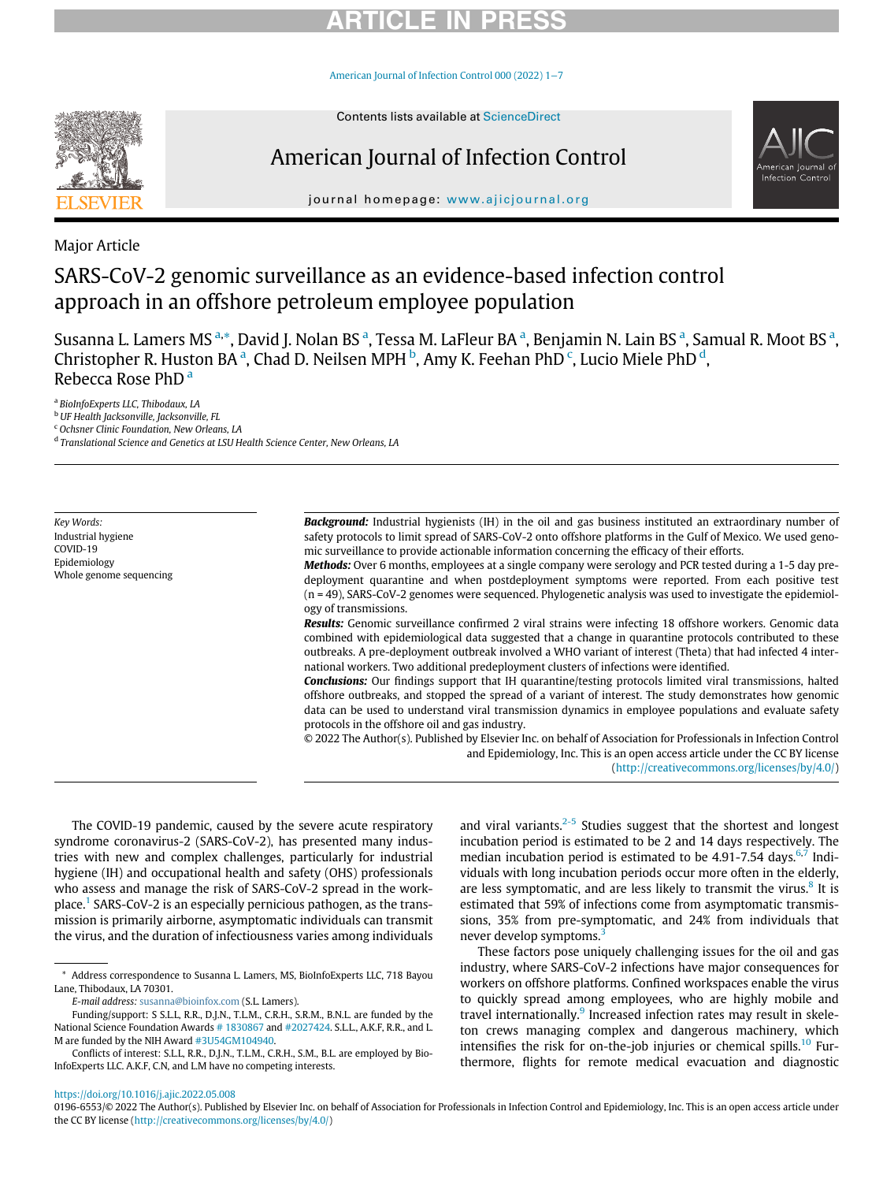Major Article

# SARS-CoV-2 genomic surveillance as an evidence-based infection control approach in an offshore petroleum employee population

Susanna L. Lamers MS [a,*], David J. Nolan BS [a], Tessa M. LaFleur BA [a], Benjamin N. Lain BS [a], Samual R. Moot BS [a], Christopher R. Huston BA [a], Chad D. Neilsen MPH [b], Amy K. Feehan PhD [c], Lucio Miele PhD [d], Rebecca Rose PhD [a]

[a] BioInfoExperts LLC, Thibodaux, LA
[b] UF Health Jacksonville, Jacksonville, FL
[c] Ochsner Clinic Foundation, New Orleans, LA
[d] Translational Science and Genetics at LSU Health Science Center, New Orleans, LA

*Key Words:*
Industrial hygiene
COVID-19
Epidemiology
Whole genome sequencing

***Background:*** Industrial hygienists (IH) in the oil and gas business instituted an extraordinary number of safety protocols to limit spread of SARS-CoV-2 onto offshore platforms in the Gulf of Mexico. We used genomic surveillance to provide actionable information concerning the efficacy of their efforts.

***Methods:*** Over 6 months, employees at a single company were serology and PCR tested during a 1-5 day pre-deployment quarantine and when postdeployment symptoms were reported. From each positive test (n = 49), SARS-CoV-2 genomes were sequenced. Phylogenetic analysis was used to investigate the epidemiology of transmissions.

***Results:*** Genomic surveillance confirmed 2 viral strains were infecting 18 offshore workers. Genomic data combined with epidemiological data suggested that a change in quarantine protocols contributed to these outbreaks. A pre-deployment outbreak involved a WHO variant of interest (Theta) that had infected 4 international workers. Two additional predeployment clusters of infections were identified.

***Conclusions:*** Our findings support that IH quarantine/testing protocols limited viral transmissions, halted offshore outbreaks, and stopped the spread of a variant of interest. The study demonstrates how genomic data can be used to understand viral transmission dynamics in employee populations and evaluate safety protocols in the offshore oil and gas industry.

© 2022 The Author(s). Published by Elsevier Inc. on behalf of Association for Professionals in Infection Control and Epidemiology, Inc. This is an open access article under the CC BY license (http://creativecommons.org/licenses/by/4.0/)

The COVID-19 pandemic, caused by the severe acute respiratory syndrome coronavirus-2 (SARS-CoV-2), has presented many industries with new and complex challenges, particularly for industrial hygiene (IH) and occupational health and safety (OHS) professionals who assess and manage the risk of SARS-CoV-2 spread in the workplace.[1] SARS-CoV-2 is an especially pernicious pathogen, as the transmission is primarily airborne, asymptomatic individuals can transmit the virus, and the duration of infectiousness varies among individuals and viral variants.[2-5] Studies suggest that the shortest and longest incubation period is estimated to be 2 and 14 days respectively. The median incubation period is estimated to be 4.91-7.54 days.[6,7] Individuals with long incubation periods occur more often in the elderly, are less symptomatic, and are less likely to transmit the virus.[8] It is estimated that 59% of infections come from asymptomatic transmissions, 35% from pre-symptomatic, and 24% from individuals that never develop symptoms.[3]

These factors pose uniquely challenging issues for the oil and gas industry, where SARS-CoV-2 infections have major consequences for workers on offshore platforms. Confined workspaces enable the virus to quickly spread among employees, who are highly mobile and travel internationally.[9] Increased infection rates may result in skeleton crews managing complex and dangerous machinery, which intensifies the risk for on-the-job injuries or chemical spills.[10] Furthermore, flights for remote medical evacuation and diagnostic

\* Address correspondence to Susanna L. Lamers, MS, BioInfoExperts LLC, 718 Bayou Lane, Thibodaux, LA 70301.

*E-mail address:* susanna@bioinfox.com (S.L. Lamers).

Funding/support: S S.L.L, R.R., D.J.N., T.L.M., C.R.H., S.R.M., B.N.L. are funded by the National Science Foundation Awards # 1830867 and #2027424. S.L.L., A.K.F, R.R., and L. M are funded by the NIH Award #3U54GM104940.

Conflicts of interest: S.L.L, R.R., D.J.N., T.L.M., C.R.H., S.M., B.L. are employed by BioInfoExperts LLC. A.K.F, C.N, and L.M have no competing interests.

https://doi.org/10.1016/j.ajic.2022.05.008

0196-6553/© 2022 The Author(s). Published by Elsevier Inc. on behalf of Association for Professionals in Infection Control and Epidemiology, Inc. This is an open access article under the CC BY license (http://creativecommons.org/licenses/by/4.0/)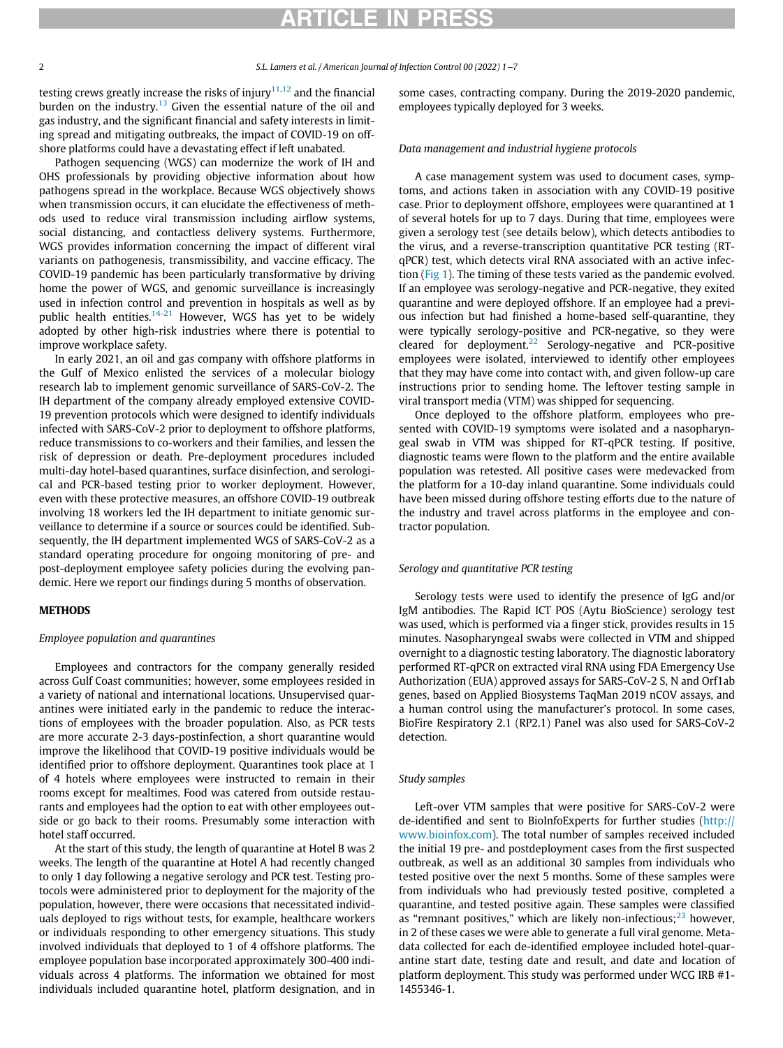testing crews greatly increase the risks of injury[11,12] and the financial burden on the industry.[13] Given the essential nature of the oil and gas industry, and the significant financial and safety interests in limiting spread and mitigating outbreaks, the impact of COVID-19 on offshore platforms could have a devastating effect if left unabated.

Pathogen sequencing (WGS) can modernize the work of IH and OHS professionals by providing objective information about how pathogens spread in the workplace. Because WGS objectively shows when transmission occurs, it can elucidate the effectiveness of methods used to reduce viral transmission including airflow systems, social distancing, and contactless delivery systems. Furthermore, WGS provides information concerning the impact of different viral variants on pathogenesis, transmissibility, and vaccine efficacy. The COVID-19 pandemic has been particularly transformative by driving home the power of WGS, and genomic surveillance is increasingly used in infection control and prevention in hospitals as well as by public health entities.[14-21] However, WGS has yet to be widely adopted by other high-risk industries where there is potential to improve workplace safety.

In early 2021, an oil and gas company with offshore platforms in the Gulf of Mexico enlisted the services of a molecular biology research lab to implement genomic surveillance of SARS-CoV-2. The IH department of the company already employed extensive COVID-19 prevention protocols which were designed to identify individuals infected with SARS-CoV-2 prior to deployment to offshore platforms, reduce transmissions to co-workers and their families, and lessen the risk of depression or death. Pre-deployment procedures included multi-day hotel-based quarantines, surface disinfection, and serological and PCR-based testing prior to worker deployment. However, even with these protective measures, an offshore COVID-19 outbreak involving 18 workers led the IH department to initiate genomic surveillance to determine if a source or sources could be identified. Subsequently, the IH department implemented WGS of SARS-CoV-2 as a standard operating procedure for ongoing monitoring of pre- and post-deployment employee safety policies during the evolving pandemic. Here we report our findings during 5 months of observation.

## METHODS

### *Employee population and quarantines*

Employees and contractors for the company generally resided across Gulf Coast communities; however, some employees resided in a variety of national and international locations. Unsupervised quarantines were initiated early in the pandemic to reduce the interactions of employees with the broader population. Also, as PCR tests are more accurate 2-3 days-postinfection, a short quarantine would improve the likelihood that COVID-19 positive individuals would be identified prior to offshore deployment. Quarantines took place at 1 of 4 hotels where employees were instructed to remain in their rooms except for mealtimes. Food was catered from outside restaurants and employees had the option to eat with other employees outside or go back to their rooms. Presumably some interaction with hotel staff occurred.

At the start of this study, the length of quarantine at Hotel B was 2 weeks. The length of the quarantine at Hotel A had recently changed to only 1 day following a negative serology and PCR test. Testing protocols were administered prior to deployment for the majority of the population, however, there were occasions that necessitated individuals deployed to rigs without tests, for example, healthcare workers or individuals responding to other emergency situations. This study involved individuals that deployed to 1 of 4 offshore platforms. The employee population base incorporated approximately 300-400 individuals across 4 platforms. The information we obtained for most individuals included quarantine hotel, platform designation, and in some cases, contracting company. During the 2019-2020 pandemic, employees typically deployed for 3 weeks.

### *Data management and industrial hygiene protocols*

A case management system was used to document cases, symptoms, and actions taken in association with any COVID-19 positive case. Prior to deployment offshore, employees were quarantined at 1 of several hotels for up to 7 days. During that time, employees were given a serology test (see details below), which detects antibodies to the virus, and a reverse-transcription quantitative PCR testing (RT-qPCR) test, which detects viral RNA associated with an active infection (Fig 1). The timing of these tests varied as the pandemic evolved. If an employee was serology-negative and PCR-negative, they exited quarantine and were deployed offshore. If an employee had a previous infection but had finished a home-based self-quarantine, they were typically serology-positive and PCR-negative, so they were cleared for deployment.[22] Serology-negative and PCR-positive employees were isolated, interviewed to identify other employees that they may have come into contact with, and given follow-up care instructions prior to sending home. The leftover testing sample in viral transport media (VTM) was shipped for sequencing.

Once deployed to the offshore platform, employees who presented with COVID-19 symptoms were isolated and a nasopharyngeal swab in VTM was shipped for RT-qPCR testing. If positive, diagnostic teams were flown to the platform and the entire available population was retested. All positive cases were medevacked from the platform for a 10-day inland quarantine. Some individuals could have been missed during offshore testing efforts due to the nature of the industry and travel across platforms in the employee and contractor population.

### *Serology and quantitative PCR testing*

Serology tests were used to identify the presence of IgG and/or IgM antibodies. The Rapid ICT POS (Aytu BioScience) serology test was used, which is performed via a finger stick, provides results in 15 minutes. Nasopharyngeal swabs were collected in VTM and shipped overnight to a diagnostic testing laboratory. The diagnostic laboratory performed RT-qPCR on extracted viral RNA using FDA Emergency Use Authorization (EUA) approved assays for SARS-CoV-2 S, N and Orf1ab genes, based on Applied Biosystems TaqMan 2019 nCOV assays, and a human control using the manufacturer's protocol. In some cases, BioFire Respiratory 2.1 (RP2.1) Panel was also used for SARS-CoV-2 detection.

### *Study samples*

Left-over VTM samples that were positive for SARS-CoV-2 were de-identified and sent to BioInfoExperts for further studies (http://www.bioinfox.com). The total number of samples received included the initial 19 pre- and postdeployment cases from the first suspected outbreak, as well as an additional 30 samples from individuals who tested positive over the next 5 months. Some of these samples were from individuals who had previously tested positive, completed a quarantine, and tested positive again. These samples were classified as "remnant positives," which are likely non-infectious;[23] however, in 2 of these cases we were able to generate a full viral genome. Metadata collected for each de-identified employee included hotel-quarantine start date, testing date and result, and date and location of platform deployment. This study was performed under WCG IRB #1-1455346-1.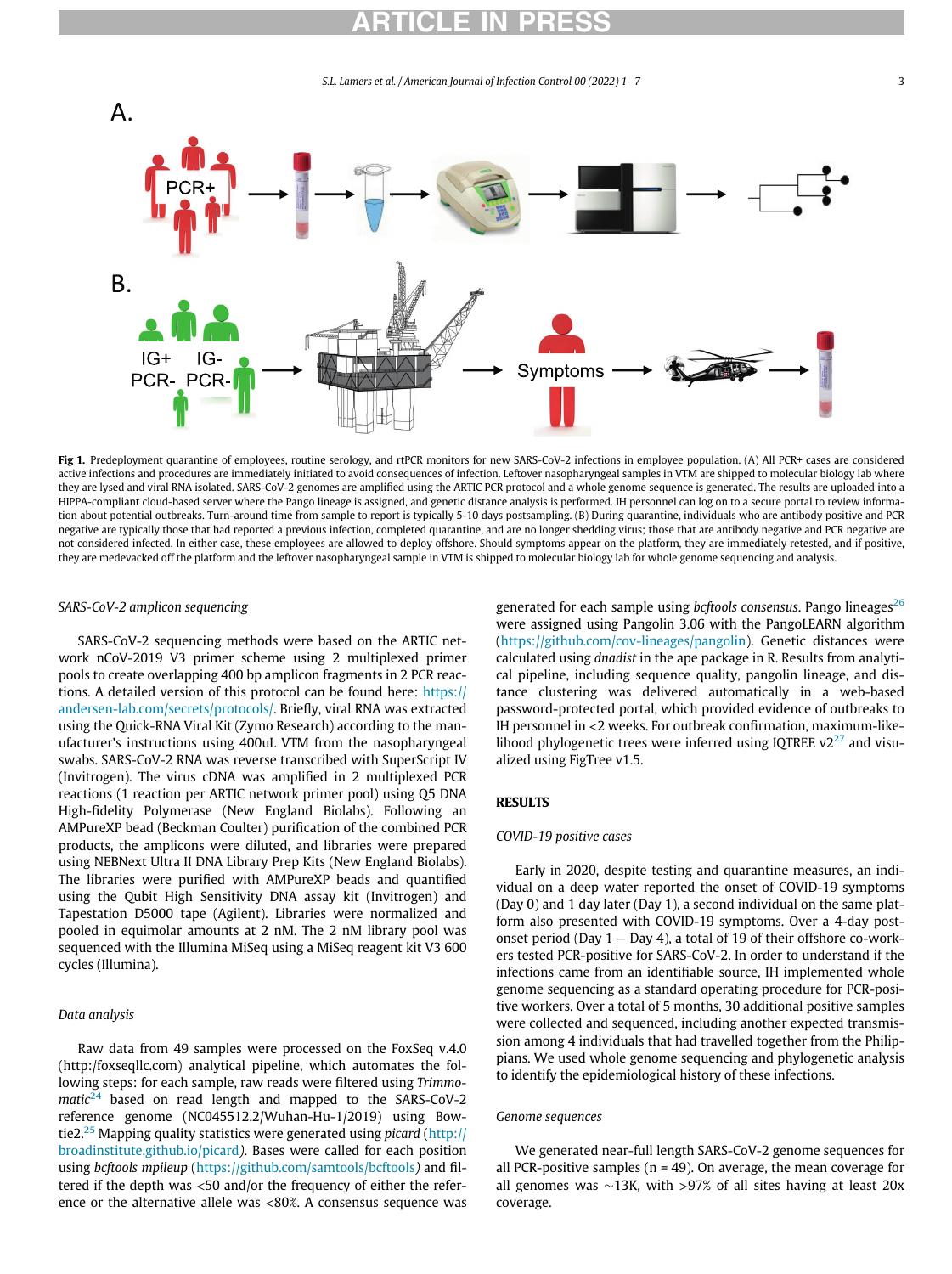Fig 1. Predeployment quarantine of employees, routine serology, and rtPCR monitors for new SARS-CoV-2 infections in employee population. (A) All PCR+ cases are considered active infections and procedures are immediately initiated to avoid consequences of infection. Leftover nasopharyngeal samples in VTM are shipped to molecular biology lab where they are lysed and viral RNA isolated. SARS-CoV-2 genomes are amplified using the ARTIC PCR protocol and a whole genome sequence is generated. The results are uploaded into a HIPPA-compliant cloud-based server where the Pango lineage is assigned, and genetic distance analysis is performed. IH personnel can log on to a secure portal to review information about potential outbreaks. Turn-around time from sample to report is typically 5-10 days postsampling. (B) During quarantine, individuals who are antibody positive and PCR negative are typically those that had reported a previous infection, completed quarantine, and are no longer shedding virus; those that are antibody negative and PCR negative are not considered infected. In either case, these employees are allowed to deploy offshore. Should symptoms appear on the platform, they are immediately retested, and if positive, they are medevacked off the platform and the leftover nasopharyngeal sample in VTM is shipped to molecular biology lab for whole genome sequencing and analysis.

### *SARS-CoV-2 amplicon sequencing*

SARS-CoV-2 sequencing methods were based on the ARTIC network nCoV-2019 V3 primer scheme using 2 multiplexed primer pools to create overlapping 400 bp amplicon fragments in 2 PCR reactions. A detailed version of this protocol can be found here: https://andersen-lab.com/secrets/protocols/. Briefly, viral RNA was extracted using the Quick-RNA Viral Kit (Zymo Research) according to the manufacturer's instructions using 400uL VTM from the nasopharyngeal swabs. SARS-CoV-2 RNA was reverse transcribed with SuperScript IV (Invitrogen). The virus cDNA was amplified in 2 multiplexed PCR reactions (1 reaction per ARTIC network primer pool) using Q5 DNA High-fidelity Polymerase (New England Biolabs). Following an AMPureXP bead (Beckman Coulter) purification of the combined PCR products, the amplicons were diluted, and libraries were prepared using NEBNext Ultra II DNA Library Prep Kits (New England Biolabs). The libraries were purified with AMPureXP beads and quantified using the Qubit High Sensitivity DNA assay kit (Invitrogen) and Tapestation D5000 tape (Agilent). Libraries were normalized and pooled in equimolar amounts at 2 nM. The 2 nM library pool was sequenced with the Illumina MiSeq using a MiSeq reagent kit V3 600 cycles (Illumina).

### *Data analysis*

Raw data from 49 samples were processed on the FoxSeq v.4.0 (http:foxseqllc.com) analytical pipeline, which automates the following steps: for each sample, raw reads were filtered using *Trimmomatic*[24] based on read length and mapped to the SARS-CoV-2 reference genome (NC045512.2/Wuhan-Hu-1/2019) using Bowtie2.[25] Mapping quality statistics were generated using *picard* (http://broadinstitute.github.io/picard*)*. Bases were called for each position using *bcftools mpileup* (https://github.com/samtools/bcftools*)* and filtered if the depth was <50 and/or the frequency of either the reference or the alternative allele was <80%. A consensus sequence was generated for each sample using *bcftools consensus*. Pango lineages[26] were assigned using Pangolin 3.06 with the PangoLEARN algorithm (https://github.com/cov-lineages/pangolin). Genetic distances were calculated using *dnadist* in the ape package in R. Results from analytical pipeline, including sequence quality, pangolin lineage, and distance clustering was delivered automatically in a web-based password-protected portal, which provided evidence of outbreaks to IH personnel in <2 weeks. For outbreak confirmation, maximum-likelihood phylogenetic trees were inferred using IQTREE v2[27] and visualized using FigTree v1.5.

## RESULTS

### *COVID-19 positive cases*

Early in 2020, despite testing and quarantine measures, an individual on a deep water reported the onset of COVID-19 symptoms (Day 0) and 1 day later (Day 1), a second individual on the same platform also presented with COVID-19 symptoms. Over a 4-day post-onset period (Day 1 – Day 4), a total of 19 of their offshore co-workers tested PCR-positive for SARS-CoV-2. In order to understand if the infections came from an identifiable source, IH implemented whole genome sequencing as a standard operating procedure for PCR-positive workers. Over a total of 5 months, 30 additional positive samples were collected and sequenced, including another expected transmission among 4 individuals that had travelled together from the Philippians. We used whole genome sequencing and phylogenetic analysis to identify the epidemiological history of these infections.

### *Genome sequences*

We generated near-full length SARS-CoV-2 genome sequences for all PCR-positive samples (n = 49). On average, the mean coverage for all genomes was ~13K, with >97% of all sites having at least 20x coverage.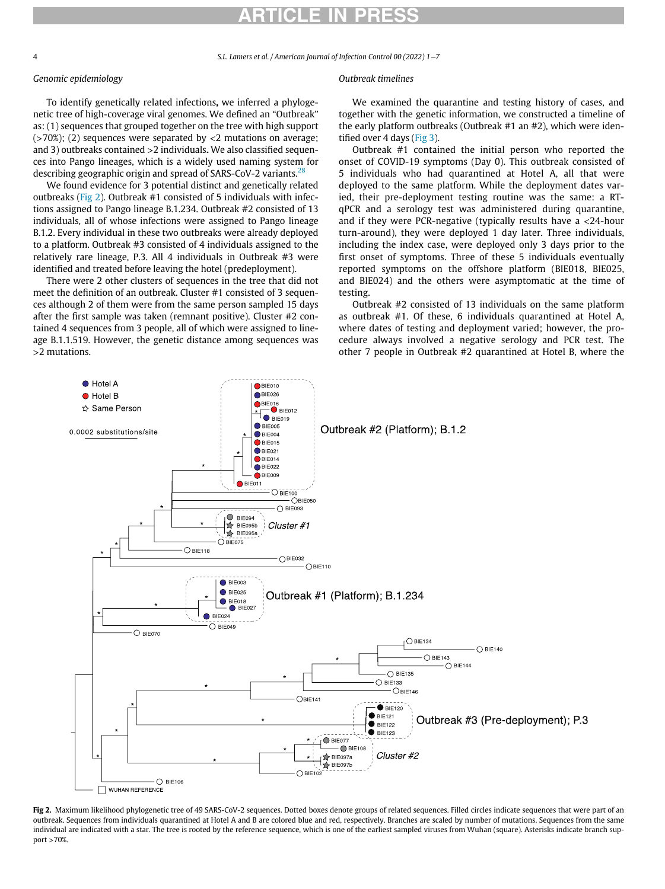### Genomic epidemiology

To identify genetically related infections, we inferred a phylogenetic tree of high-coverage viral genomes. We defined an "Outbreak" as: (1) sequences that grouped together on the tree with high support (>70%); (2) sequences were separated by <2 mutations on average; and 3) outbreaks contained >2 individuals. We also classified sequences into Pango lineages, which is a widely used naming system for describing geographic origin and spread of SARS-CoV-2 variants.[28]

We found evidence for 3 potential distinct and genetically related outbreaks (Fig 2). Outbreak #1 consisted of 5 individuals with infections assigned to Pango lineage B.1.234. Outbreak #2 consisted of 13 individuals, all of whose infections were assigned to Pango lineage B.1.2. Every individual in these two outbreaks were already deployed to a platform. Outbreak #3 consisted of 4 individuals assigned to the relatively rare lineage, P.3. All 4 individuals in Outbreak #3 were identified and treated before leaving the hotel (predeployment).

There were 2 other clusters of sequences in the tree that did not meet the definition of an outbreak. Cluster #1 consisted of 3 sequences although 2 of them were from the same person sampled 15 days after the first sample was taken (remnant positive). Cluster #2 contained 4 sequences from 3 people, all of which were assigned to lineage B.1.1.519. However, the genetic distance among sequences was >2 mutations.

### Outbreak timelines

We examined the quarantine and testing history of cases, and together with the genetic information, we constructed a timeline of the early platform outbreaks (Outbreak #1 an #2), which were identified over 4 days (Fig 3).

Outbreak #1 contained the initial person who reported the onset of COVID-19 symptoms (Day 0). This outbreak consisted of 5 individuals who had quarantined at Hotel A, all that were deployed to the same platform. While the deployment dates varied, their pre-deployment testing routine was the same: a RT-qPCR and a serology test was administered during quarantine, and if they were PCR-negative (typically results have a <24-hour turn-around), they were deployed 1 day later. Three individuals, including the index case, were deployed only 3 days prior to the first onset of symptoms. Three of these 5 individuals eventually reported symptoms on the offshore platform (BIE018, BIE025, and BIE024) and the others were asymptomatic at the time of testing.

Outbreak #2 consisted of 13 individuals on the same platform as outbreak #1. Of these, 6 individuals quarantined at Hotel A, where dates of testing and deployment varied; however, the procedure always involved a negative serology and PCR test. The other 7 people in Outbreak #2 quarantined at Hotel B, where the

**Fig 2.** Maximum likelihood phylogenetic tree of 49 SARS-CoV-2 sequences. Dotted boxes denote groups of related sequences. Filled circles indicate sequences that were part of an outbreak. Sequences from individuals quarantined at Hotel A and B are colored blue and red, respectively. Branches are scaled by number of mutations. Sequences from the same individual are indicated with a star. The tree is rooted by the reference sequence, which is one of the earliest sampled viruses from Wuhan (square). Asterisks indicate branch support >70%.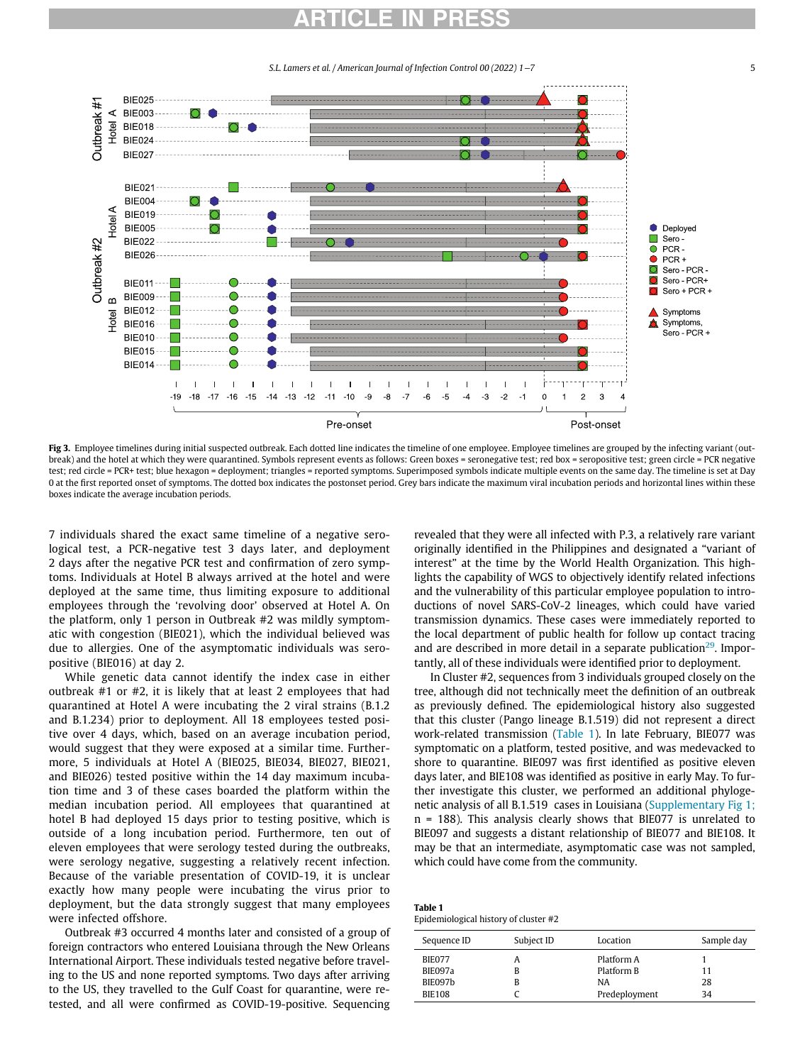Fig 3. Employee timelines during initial suspected outbreak. Each dotted line indicates the timeline of one employee. Employee timelines are grouped by the infecting variant (outbreak) and the hotel at which they were quarantined. Symbols represent events as follows: Green boxes = seronegative test; red box = seropositive test; green circle = PCR negative test; red circle = PCR+ test; blue hexagon = deployment; triangles = reported symptoms. Superimposed symbols indicate multiple events on the same day. The timeline is set at Day 0 at the first reported onset of symptoms. The dotted box indicates the postonset period. Grey bars indicate the maximum viral incubation periods and horizontal lines within these boxes indicate the average incubation periods.

7 individuals shared the exact same timeline of a negative serological test, a PCR-negative test 3 days later, and deployment 2 days after the negative PCR test and confirmation of zero symptoms. Individuals at Hotel B always arrived at the hotel and were deployed at the same time, thus limiting exposure to additional employees through the 'revolving door' observed at Hotel A. On the platform, only 1 person in Outbreak #2 was mildly symptomatic with congestion (BIE021), which the individual believed was due to allergies. One of the asymptomatic individuals was seropositive (BIE016) at day 2.

While genetic data cannot identify the index case in either outbreak #1 or #2, it is likely that at least 2 employees that had quarantined at Hotel A were incubating the 2 viral strains (B.1.2 and B.1.234) prior to deployment. All 18 employees tested positive over 4 days, which, based on an average incubation period, would suggest that they were exposed at a similar time. Furthermore, 5 individuals at Hotel A (BIE025, BIE034, BIE027, BIE021, and BIE026) tested positive within the 14 day maximum incubation time and 3 of these cases boarded the platform within the median incubation period. All employees that quarantined at hotel B had deployed 15 days prior to testing positive, which is outside of a long incubation period. Furthermore, ten out of eleven employees that were serology tested during the outbreaks, were serology negative, suggesting a relatively recent infection. Because of the variable presentation of COVID-19, it is unclear exactly how many people were incubating the virus prior to deployment, but the data strongly suggest that many employees were infected offshore.

Outbreak #3 occurred 4 months later and consisted of a group of foreign contractors who entered Louisiana through the New Orleans International Airport. These individuals tested negative before traveling to the US and none reported symptoms. Two days after arriving to the US, they travelled to the Gulf Coast for quarantine, were retested, and all were confirmed as COVID-19-positive. Sequencing revealed that they were all infected with P.3, a relatively rare variant originally identified in the Philippines and designated a "variant of interest" at the time by the World Health Organization. This highlights the capability of WGS to objectively identify related infections and the vulnerability of this particular employee population to introductions of novel SARS-CoV-2 lineages, which could have varied transmission dynamics. These cases were immediately reported to the local department of public health for follow up contact tracing and are described in more detail in a separate publication[29]. Importantly, all of these individuals were identified prior to deployment.

In Cluster #2, sequences from 3 individuals grouped closely on the tree, although did not technically meet the definition of an outbreak as previously defined. The epidemiological history also suggested that this cluster (Pango lineage B.1.519) did not represent a direct work-related transmission (Table 1). In late February, BIE077 was symptomatic on a platform, tested positive, and was medevacked to shore to quarantine. BIE097 was first identified as positive eleven days later, and BIE108 was identified as positive in early May. To further investigate this cluster, we performed an additional phylogenetic analysis of all B.1.519 cases in Louisiana (Supplementary Fig 1; n = 188). This analysis clearly shows that BIE077 is unrelated to BIE097 and suggests a distant relationship of BIE077 and BIE108. It may be that an intermediate, asymptomatic case was not sampled, which could have come from the community.

**Table 1**
Epidemiological history of cluster #2

| Sequence ID | Subject ID | Location | Sample day |
|---|---|---|---|
| BIE077 | A | Platform A | 1 |
| BIE097a | B | Platform B | 11 |
| BIE097b | B | NA | 28 |
| BIE108 | C | Predeployment | 34 |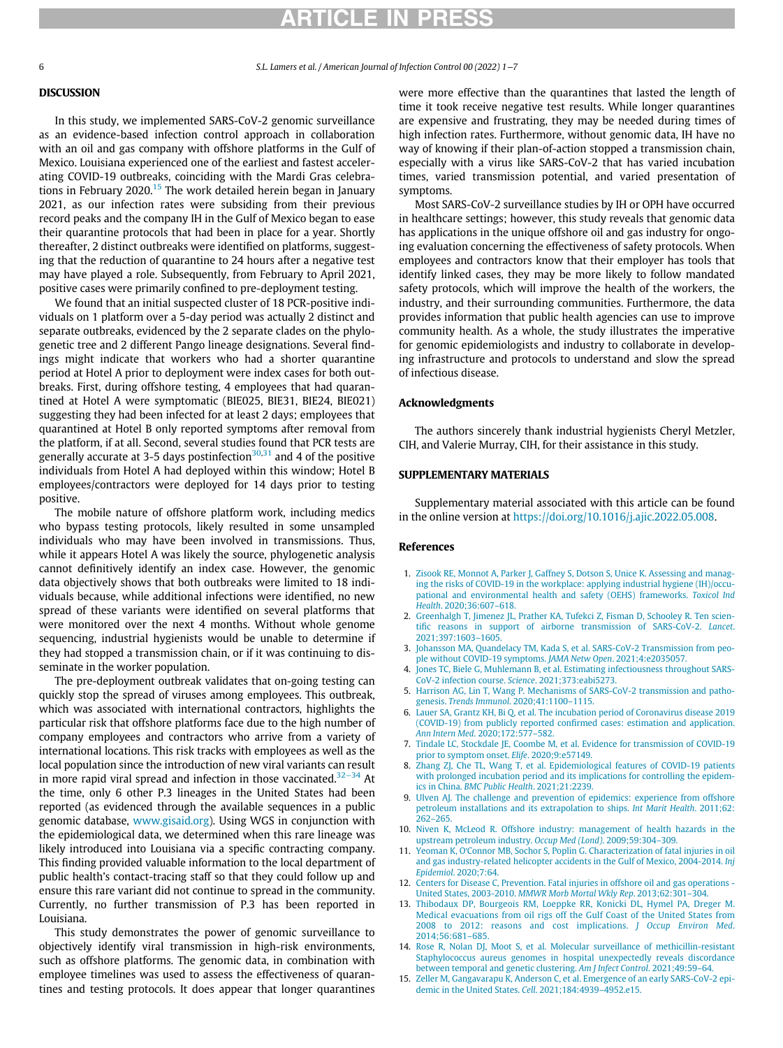## DISCUSSION

In this study, we implemented SARS-CoV-2 genomic surveillance as an evidence-based infection control approach in collaboration with an oil and gas company with offshore platforms in the Gulf of Mexico. Louisiana experienced one of the earliest and fastest accelerating COVID-19 outbreaks, coinciding with the Mardi Gras celebrations in February 2020.[15] The work detailed herein began in January 2021, as our infection rates were subsiding from their previous record peaks and the company IH in the Gulf of Mexico began to ease their quarantine protocols that had been in place for a year. Shortly thereafter, 2 distinct outbreaks were identified on platforms, suggesting that the reduction of quarantine to 24 hours after a negative test may have played a role. Subsequently, from February to April 2021, positive cases were primarily confined to pre-deployment testing.

We found that an initial suspected cluster of 18 PCR-positive individuals on 1 platform over a 5-day period was actually 2 distinct and separate outbreaks, evidenced by the 2 separate clades on the phylogenetic tree and 2 different Pango lineage designations. Several findings might indicate that workers who had a shorter quarantine period at Hotel A prior to deployment were index cases for both outbreaks. First, during offshore testing, 4 employees that had quarantined at Hotel A were symptomatic (BIE025, BIE31, BIE24, BIE021) suggesting they had been infected for at least 2 days; employees that quarantined at Hotel B only reported symptoms after removal from the platform, if at all. Second, several studies found that PCR tests are generally accurate at 3-5 days postinfection[30,31] and 4 of the positive individuals from Hotel A had deployed within this window; Hotel B employees/contractors were deployed for 14 days prior to testing positive.

The mobile nature of offshore platform work, including medics who bypass testing protocols, likely resulted in some unsampled individuals who may have been involved in transmissions. Thus, while it appears Hotel A was likely the source, phylogenetic analysis cannot definitively identify an index case. However, the genomic data objectively shows that both outbreaks were limited to 18 individuals because, while additional infections were identified, no new spread of these variants were identified on several platforms that were monitored over the next 4 months. Without whole genome sequencing, industrial hygienists would be unable to determine if they had stopped a transmission chain, or if it was continuing to disseminate in the worker population.

The pre-deployment outbreak validates that on-going testing can quickly stop the spread of viruses among employees. This outbreak, which was associated with international contractors, highlights the particular risk that offshore platforms face due to the high number of company employees and contractors who arrive from a variety of international locations. This risk tracks with employees as well as the local population since the introduction of new viral variants can result in more rapid viral spread and infection in those vaccinated.[32–34] At the time, only 6 other P.3 lineages in the United States had been reported (as evidenced through the available sequences in a public genomic database, www.gisaid.org). Using WGS in conjunction with the epidemiological data, we determined when this rare lineage was likely introduced into Louisiana via a specific contracting company. This finding provided valuable information to the local department of public health's contact-tracing staff so that they could follow up and ensure this rare variant did not continue to spread in the community. Currently, no further transmission of P.3 has been reported in Louisiana.

This study demonstrates the power of genomic surveillance to objectively identify viral transmission in high-risk environments, such as offshore platforms. The genomic data, in combination with employee timelines was used to assess the effectiveness of quarantines and testing protocols. It does appear that longer quarantines were more effective than the quarantines that lasted the length of time it took receive negative test results. While longer quarantines are expensive and frustrating, they may be needed during times of high infection rates. Furthermore, without genomic data, IH have no way of knowing if their plan-of-action stopped a transmission chain, especially with a virus like SARS-CoV-2 that has varied incubation times, varied transmission potential, and varied presentation of symptoms.

Most SARS-CoV-2 surveillance studies by IH or OPH have occurred in healthcare settings; however, this study reveals that genomic data has applications in the unique offshore oil and gas industry for ongoing evaluation concerning the effectiveness of safety protocols. When employees and contractors know that their employer has tools that identify linked cases, they may be more likely to follow mandated safety protocols, which will improve the health of the workers, the industry, and their surrounding communities. Furthermore, the data provides information that public health agencies can use to improve community health. As a whole, the study illustrates the imperative for genomic epidemiologists and industry to collaborate in developing infrastructure and protocols to understand and slow the spread of infectious disease.

## Acknowledgments

The authors sincerely thank industrial hygienists Cheryl Metzler, CIH, and Valerie Murray, CIH, for their assistance in this study.

## SUPPLEMENTARY MATERIALS

Supplementary material associated with this article can be found in the online version at https://doi.org/10.1016/j.ajic.2022.05.008.

## References

1. Zisook RE, Monnot A, Parker J, Gaffney S, Dotson S, Unice K. Assessing and managing the risks of COVID-19 in the workplace: applying industrial hygiene (IH)/occupational and environmental health and safety (OEHS) frameworks. *Toxicol Ind Health*. 2020;36:607–618.
2. Greenhalgh T, Jimenez JL, Prather KA, Tufekci Z, Fisman D, Schooley R. Ten scientific reasons in support of airborne transmission of SARS-CoV-2. *Lancet*. 2021;397:1603–1605.
3. Johansson MA, Quandelacy TM, Kada S, et al. SARS-CoV-2 Transmission from people without COVID-19 symptoms. *JAMA Netw Open*. 2021;4:e2035057.
4. Jones TC, Biele G, Muhlemann B, et al. Estimating infectiousness throughout SARS-CoV-2 infection course. *Science*. 2021;373:eabi5273.
5. Harrison AG, Lin T, Wang P. Mechanisms of SARS-CoV-2 transmission and pathogenesis. *Trends Immunol*. 2020;41:1100–1115.
6. Lauer SA, Grantz KH, Bi Q, et al. The incubation period of Coronavirus disease 2019 (COVID-19) from publicly reported confirmed cases: estimation and application. *Ann Intern Med*. 2020;172:577–582.
7. Tindale LC, Stockdale JE, Coombe M, et al. Evidence for transmission of COVID-19 prior to symptom onset. *Elife*. 2020;9:e57149.
8. Zhang ZJ, Che TL, Wang T, et al. Epidemiological features of COVID-19 patients with prolonged incubation period and its implications for controlling the epidemics in China. *BMC Public Health*. 2021;21:2239.
9. Ulven AJ. The challenge and prevention of epidemics: experience from offshore petroleum installations and its extrapolation to ships. *Int Marit Health*. 2011;62:262–265.
10. Niven K, McLeod R. Offshore industry: management of health hazards in the upstream petroleum industry. *Occup Med (Lond)*. 2009;59:304–309.
11. Yeoman K, O'Connor MB, Sochor S, Poplin G. Characterization of fatal injuries in oil and gas industry-related helicopter accidents in the Gulf of Mexico, 2004-2014. *Inj Epidemiol*. 2020;7:64.
12. Centers for Disease C, Prevention. Fatal injuries in offshore oil and gas operations - United States, 2003-2010. *MMWR Morb Mortal Wkly Rep*. 2013;62:301–304.
13. Thibodaux DP, Bourgeois RM, Loeppke RR, Konicki DL, Hymel PA, Dreger M. Medical evacuations from oil rigs off the Gulf Coast of the United States from 2008 to 2012: reasons and cost implications. *J Occup Environ Med*. 2014;56:681–685.
14. Rose R, Nolan DJ, Moot S, et al. Molecular surveillance of methicillin-resistant Staphylococcus aureus genomes in hospital unexpectedly reveals discordance between temporal and genetic clustering. *Am J Infect Control*. 2021;49:59–64.
15. Zeller M, Gangavarapu K, Anderson C, et al. Emergence of an early SARS-CoV-2 epidemic in the United States. *Cell*. 2021;184:4939–4952.e15.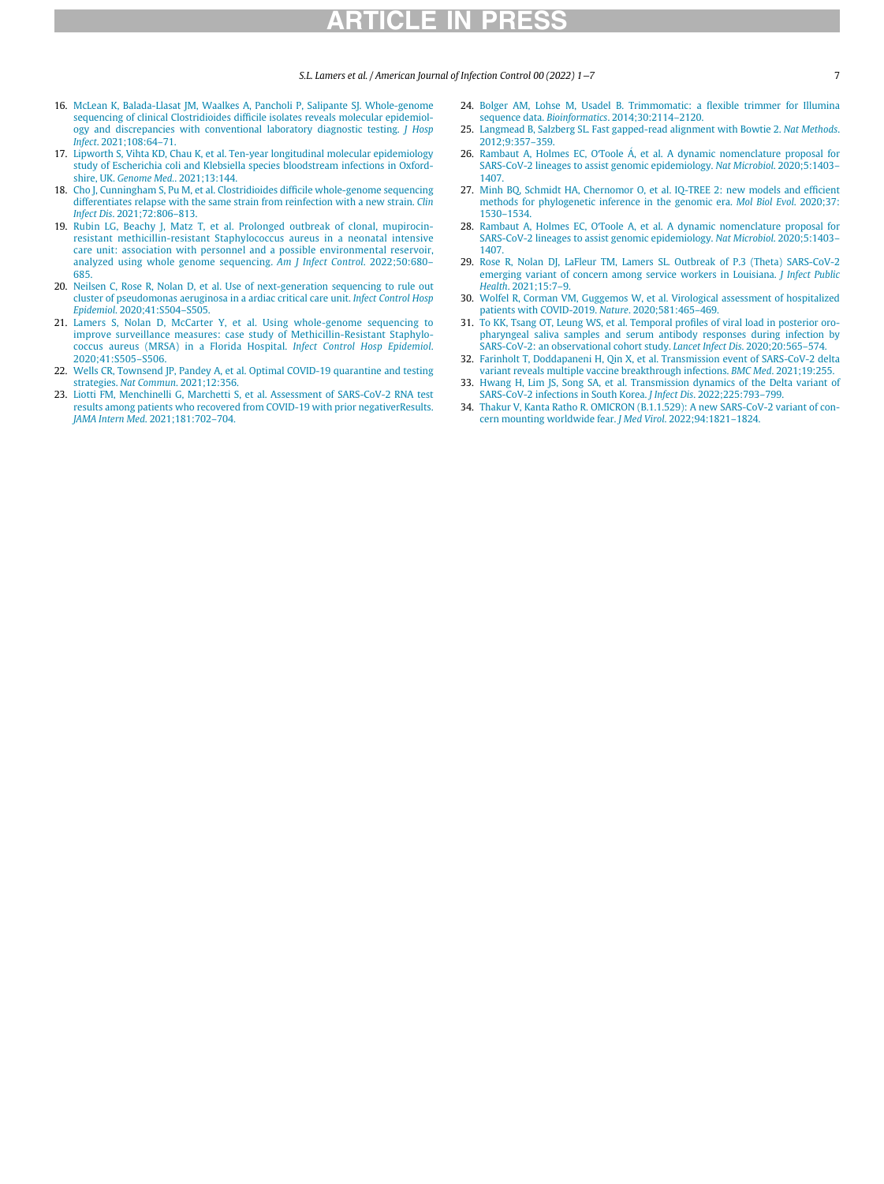16. McLean K, Balada-Llasat JM, Waalkes A, Pancholi P, Salipante SJ. Whole-genome sequencing of clinical Clostridioides difficile isolates reveals molecular epidemiology and discrepancies with conventional laboratory diagnostic testing. *J Hosp Infect*. 2021;108:64–71.
17. Lipworth S, Vihta KD, Chau K, et al. Ten-year longitudinal molecular epidemiology study of Escherichia coli and Klebsiella species bloodstream infections in Oxfordshire, UK. *Genome Med.*. 2021;13:144.
18. Cho J, Cunningham S, Pu M, et al. Clostridioides difficile whole-genome sequencing differentiates relapse with the same strain from reinfection with a new strain. *Clin Infect Dis*. 2021;72:806–813.
19. Rubin LG, Beachy J, Matz T, et al. Prolonged outbreak of clonal, mupirocin-resistant methicillin-resistant Staphylococcus aureus in a neonatal intensive care unit: association with personnel and a possible environmental reservoir, analyzed using whole genome sequencing. *Am J Infect Control*. 2022;50:680–685.
20. Neilsen C, Rose R, Nolan D, et al. Use of next-generation sequencing to rule out cluster of pseudomonas aeruginosa in a ardiac critical care unit. *Infect Control Hosp Epidemiol*. 2020;41:S504–S505.
21. Lamers S, Nolan D, McCarter Y, et al. Using whole-genome sequencing to improve surveillance measures: case study of Methicillin-Resistant Staphylococcus aureus (MRSA) in a Florida Hospital. *Infect Control Hosp Epidemiol*. 2020;41:S505–S506.
22. Wells CR, Townsend JP, Pandey A, et al. Optimal COVID-19 quarantine and testing strategies. *Nat Commun*. 2021;12:356.
23. Liotti FM, Menchinelli G, Marchetti S, et al. Assessment of SARS-CoV-2 RNA test results among patients who recovered from COVID-19 with prior negativerResults. *JAMA Intern Med*. 2021;181:702–704.
24. Bolger AM, Lohse M, Usadel B. Trimmomatic: a flexible trimmer for Illumina sequence data. *Bioinformatics*. 2014;30:2114–2120.
25. Langmead B, Salzberg SL. Fast gapped-read alignment with Bowtie 2. *Nat Methods*. 2012;9:357–359.
26. Rambaut A, Holmes EC, O'Toole Á, et al. A dynamic nomenclature proposal for SARS-CoV-2 lineages to assist genomic epidemiology. *Nat Microbiol*. 2020;5:1403–1407.
27. Minh BQ, Schmidt HA, Chernomor O, et al. IQ-TREE 2: new models and efficient methods for phylogenetic inference in the genomic era. *Mol Biol Evol*. 2020;37:1530–1534.
28. Rambaut A, Holmes EC, O'Toole A, et al. A dynamic nomenclature proposal for SARS-CoV-2 lineages to assist genomic epidemiology. *Nat Microbiol*. 2020;5:1403–1407.
29. Rose R, Nolan DJ, LaFleur TM, Lamers SL. Outbreak of P.3 (Theta) SARS-CoV-2 emerging variant of concern among service workers in Louisiana. *J Infect Public Health*. 2021;15:7–9.
30. Wolfel R, Corman VM, Guggemos W, et al. Virological assessment of hospitalized patients with COVID-2019. *Nature*. 2020;581:465–469.
31. To KK, Tsang OT, Leung WS, et al. Temporal profiles of viral load in posterior oropharyngeal saliva samples and serum antibody responses during infection by SARS-CoV-2: an observational cohort study. *Lancet Infect Dis*. 2020;20:565–574.
32. Farinholt T, Doddapaneni H, Qin X, et al. Transmission event of SARS-CoV-2 delta variant reveals multiple vaccine breakthrough infections. *BMC Med*. 2021;19:255.
33. Hwang H, Lim JS, Song SA, et al. Transmission dynamics of the Delta variant of SARS-CoV-2 infections in South Korea. *J Infect Dis*. 2022;225:793–799.
34. Thakur V, Kanta Ratho R. OMICRON (B.1.1.529): A new SARS-CoV-2 variant of concern mounting worldwide fear. *J Med Virol*. 2022;94:1821–1824.